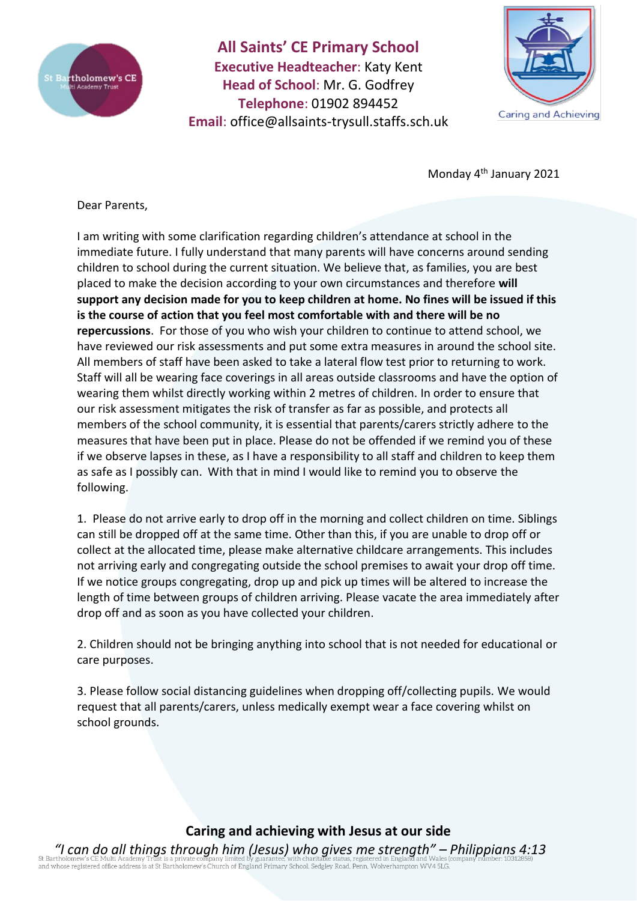# All Saints' CE Primary School

**Executive Headteacher**: Katy Kent
**Head of School**: Mr. G. Godfrey
**Telephone**: 01902 894452
**Email**: office@allsaints-trysull.staffs.sch.uk

Caring and Achieving

Monday 4th January 2021

Dear Parents,

I am writing with some clarification regarding children's attendance at school in the immediate future. I fully understand that many parents will have concerns around sending children to school during the current situation. We believe that, as families, you are best placed to make the decision according to your own circumstances and therefore **will support any decision made for you to keep children at home. No fines will be issued if this is the course of action that you feel most comfortable with and there will be no repercussions**. For those of you who wish your children to continue to attend school, we have reviewed our risk assessments and put some extra measures in around the school site. All members of staff have been asked to take a lateral flow test prior to returning to work. Staff will all be wearing face coverings in all areas outside classrooms and have the option of wearing them whilst directly working within 2 metres of children. In order to ensure that our risk assessment mitigates the risk of transfer as far as possible, and protects all members of the school community, it is essential that parents/carers strictly adhere to the measures that have been put in place. Please do not be offended if we remind you of these if we observe lapses in these, as I have a responsibility to all staff and children to keep them as safe as I possibly can. With that in mind I would like to remind you to observe the following.

1. Please do not arrive early to drop off in the morning and collect children on time. Siblings can still be dropped off at the same time. Other than this, if you are unable to drop off or collect at the allocated time, please make alternative childcare arrangements. This includes not arriving early and congregating outside the school premises to await your drop off time. If we notice groups congregating, drop up and pick up times will be altered to increase the length of time between groups of children arriving. Please vacate the area immediately after drop off and as soon as you have collected your children.

2. Children should not be bringing anything into school that is not needed for educational or care purposes.

3. Please follow social distancing guidelines when dropping off/collecting pupils. We would request that all parents/carers, unless medically exempt wear a face covering whilst on school grounds.

**Caring and achieving with Jesus at our side**

*"I can do all things through him (Jesus) who gives me strength" – Philippians 4:13*

St Bartholomew's CE Multi Academy Trust is a private company limited by guarantee, with charitable status, registered in England and Wales (company number: 10312858) and whose registered office address is at St Bartholomew's Church of England Primary School, Sedgley Road, Penn, Wolverhampton WV4 5LG.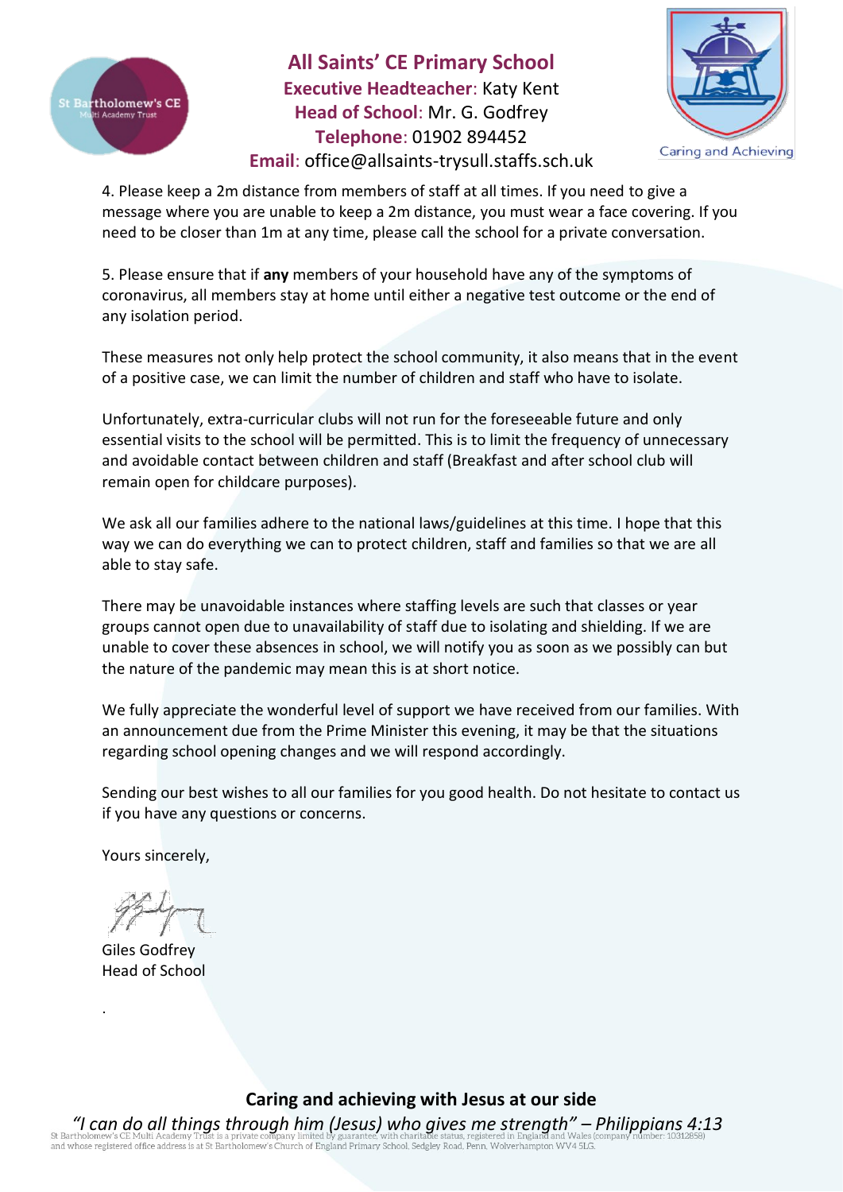**All Saints' CE Primary School**
**Executive Headteacher**: Katy Kent
**Head of School**: Mr. G. Godfrey
**Telephone**: 01902 894452
**Email**: office@allsaints-trysull.staffs.sch.uk

Caring and Achieving

4. Please keep a 2m distance from members of staff at all times. If you need to give a message where you are unable to keep a 2m distance, you must wear a face covering. If you need to be closer than 1m at any time, please call the school for a private conversation.

5. Please ensure that if **any** members of your household have any of the symptoms of coronavirus, all members stay at home until either a negative test outcome or the end of any isolation period.

These measures not only help protect the school community, it also means that in the event of a positive case, we can limit the number of children and staff who have to isolate.

Unfortunately, extra-curricular clubs will not run for the foreseeable future and only essential visits to the school will be permitted. This is to limit the frequency of unnecessary and avoidable contact between children and staff (Breakfast and after school club will remain open for childcare purposes).

We ask all our families adhere to the national laws/guidelines at this time. I hope that this way we can do everything we can to protect children, staff and families so that we are all able to stay safe.

There may be unavoidable instances where staffing levels are such that classes or year groups cannot open due to unavailability of staff due to isolating and shielding. If we are unable to cover these absences in school, we will notify you as soon as we possibly can but the nature of the pandemic may mean this is at short notice.

We fully appreciate the wonderful level of support we have received from our families. With an announcement due from the Prime Minister this evening, it may be that the situations regarding school opening changes and we will respond accordingly.

Sending our best wishes to all our families for you good health. Do not hesitate to contact us if you have any questions or concerns.

Yours sincerely,

Giles Godfrey
Head of School

.

**Caring and achieving with Jesus at our side**

*"I can do all things through him (Jesus) who gives me strength" – Philippians 4:13*

St Bartholomew's CE Multi Academy Trust is a private company limited by guarantee, with charitable status, registered in England and Wales (company number: 10312858) and whose registered office address is at St Bartholomew's Church of England Primary School, Sedgley Road, Penn, Wolverhampton WV4 5LG.